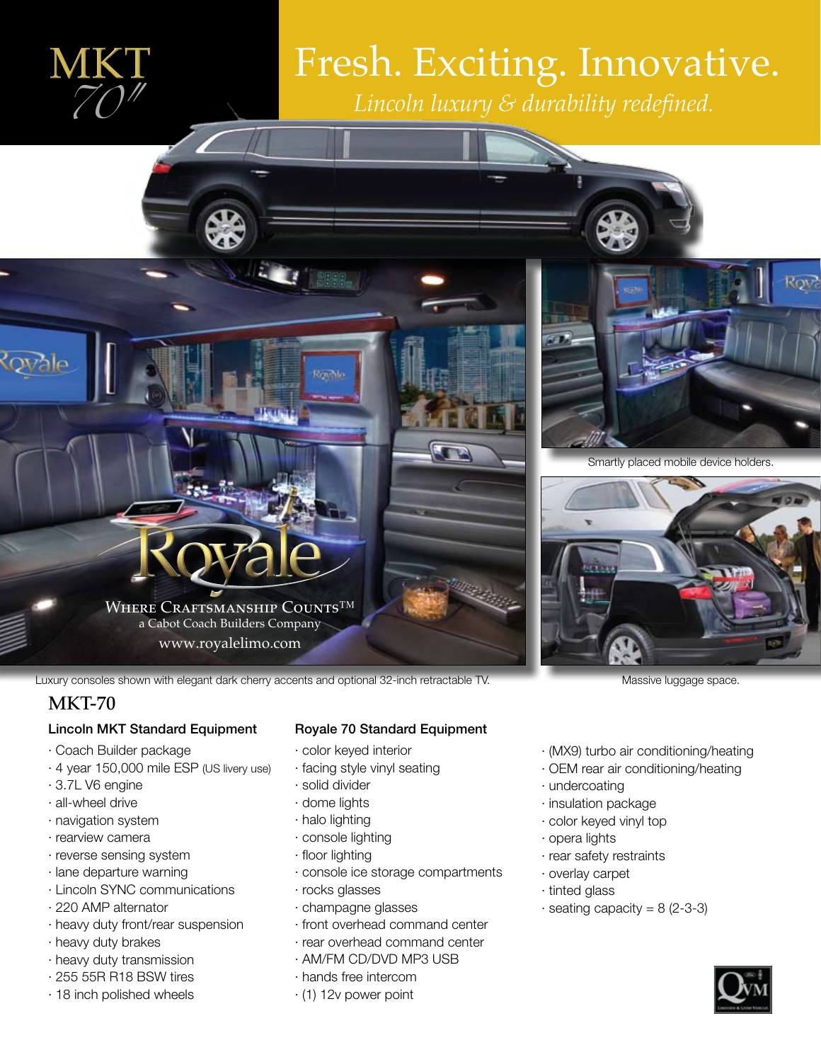# MKT 70″

# Fresh. Exciting. Innovative.

*Lincoln luxury & durability redefined.*

Royale

WHERE CRAFTSMANSHIP COUNTS™
a Cabot Coach Builders Company
www.royalelimo.com

Smartly placed mobile device holders.

Luxury consoles shown with elegant dark cherry accents and optional 32-inch retractable TV.

Massive luggage space.

## MKT-70

### Lincoln MKT Standard Equipment

- Coach Builder package
- 4 year 150,000 mile ESP (US livery use)
- 3.7L V6 engine
- all-wheel drive
- navigation system
- rearview camera
- reverse sensing system
- lane departure warning
- Lincoln SYNC communications
- 220 AMP alternator
- heavy duty front/rear suspension
- heavy duty brakes
- heavy duty transmission
- 255 55R R18 BSW tires
- 18 inch polished wheels

### Royale 70 Standard Equipment

- color keyed interior
- facing style vinyl seating
- solid divider
- dome lights
- halo lighting
- console lighting
- floor lighting
- console ice storage compartments
- rocks glasses
- champagne glasses
- front overhead command center
- rear overhead command center
- AM/FM CD/DVD MP3 USB
- hands free intercom
- (1) 12v power point
- (MX9) turbo air conditioning/heating
- OEM rear air conditioning/heating
- undercoating
- insulation package
- color keyed vinyl top
- opera lights
- rear safety restraints
- overlay carpet
- tinted glass
- seating capacity = 8 (2-3-3)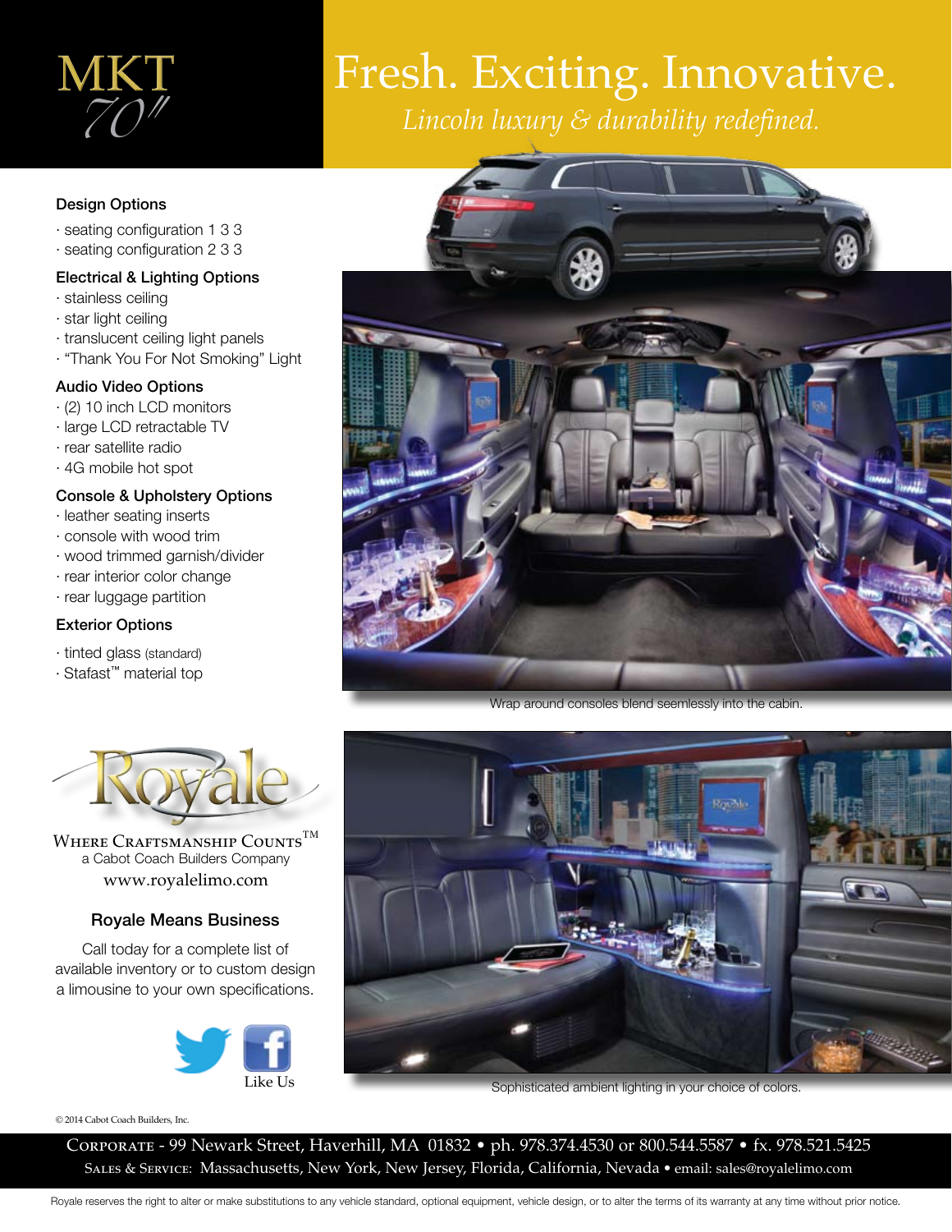# MKT 70″

## Fresh. Exciting. Innovative.

*Lincoln luxury & durability redefined.*

### Design Options

- seating configuration 1 3 3
- seating configuration 2 3 3

### Electrical & Lighting Options

- stainless ceiling
- star light ceiling
- translucent ceiling light panels
- "Thank You For Not Smoking" Light

### Audio Video Options

- (2) 10 inch LCD monitors
- large LCD retractable TV
- rear satellite radio
- 4G mobile hot spot

### Console & Upholstery Options

- leather seating inserts
- console with wood trim
- wood trimmed garnish/divider
- rear interior color change
- rear luggage partition

### Exterior Options

- tinted glass (standard)
- Stafast™ material top

Wrap around consoles blend seemlessly into the cabin.

Royale

Where Craftsmanship Counts™

a Cabot Coach Builders Company

www.royalelimo.com

### Royale Means Business

Call today for a complete list of available inventory or to custom design a limousine to your own specifications.

Like Us

Sophisticated ambient lighting in your choice of colors.

© 2014 Cabot Coach Builders, Inc.

Corporate - 99 Newark Street, Haverhill, MA 01832 • ph. 978.374.4530 or 800.544.5587 • fx. 978.521.5425

Sales & Service: Massachusetts, New York, New Jersey, Florida, California, Nevada • email: sales@royalelimo.com

Royale reserves the right to alter or make substitutions to any vehicle standard, optional equipment, vehicle design, or to alter the terms of its warranty at any time without prior notice.